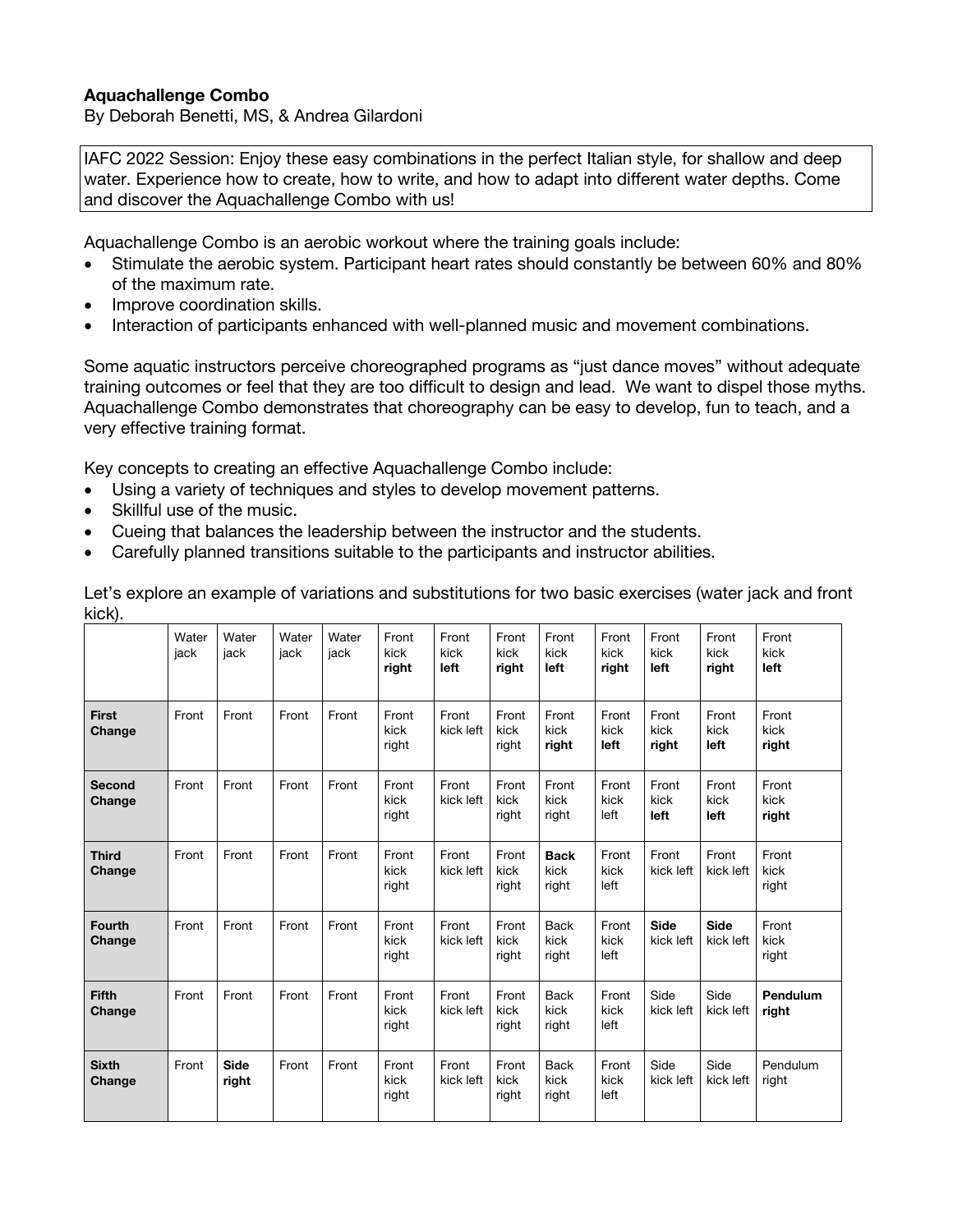**Aquachallenge Combo**
By Deborah Benetti, MS, & Andrea Gilardoni

IAFC 2022 Session: Enjoy these easy combinations in the perfect Italian style, for shallow and deep water. Experience how to create, how to write, and how to adapt into different water depths. Come and discover the Aquachallenge Combo with us!

Aquachallenge Combo is an aerobic workout where the training goals include:

- Stimulate the aerobic system. Participant heart rates should constantly be between 60% and 80% of the maximum rate.
- Improve coordination skills.
- Interaction of participants enhanced with well-planned music and movement combinations.

Some aquatic instructors perceive choreographed programs as "just dance moves" without adequate training outcomes or feel that they are too difficult to design and lead. We want to dispel those myths. Aquachallenge Combo demonstrates that choreography can be easy to develop, fun to teach, and a very effective training format.

Key concepts to creating an effective Aquachallenge Combo include:

- Using a variety of techniques and styles to develop movement patterns.
- Skillful use of the music.
- Cueing that balances the leadership between the instructor and the students.
- Carefully planned transitions suitable to the participants and instructor abilities.

Let's explore an example of variations and substitutions for two basic exercises (water jack and front kick).

| | Water jack | Water jack | Water jack | Water jack | Front kick **right** | Front kick **left** | Front kick **right** | Front kick **left** | Front kick **right** | Front kick **left** | Front kick **right** | Front kick **left** |
|---|---|---|---|---|---|---|---|---|---|---|---|---|
| **First Change** | Front | Front | Front | Front | Front kick right | Front kick left | Front kick right | Front kick **right** | Front kick **left** | Front kick **right** | Front kick **left** | Front kick **right** |
| **Second Change** | Front | Front | Front | Front | Front kick right | Front kick left | Front kick right | Front kick right | Front kick left | Front kick **left** | Front kick **left** | Front kick **right** |
| **Third Change** | Front | Front | Front | Front | Front kick right | Front kick left | Front kick right | **Back** kick right | Front kick left | Front kick left | Front kick left | Front kick right |
| **Fourth Change** | Front | Front | Front | Front | Front kick right | Front kick left | Front kick right | Back kick right | Front kick left | **Side** kick left | **Side** kick left | Front kick right |
| **Fifth Change** | Front | Front | Front | Front | Front kick right | Front kick left | Front kick right | Back kick right | Front kick left | Side kick left | Side kick left | **Pendulum right** |
| **Sixth Change** | Front | **Side right** | Front | Front | Front kick right | Front kick left | Front kick right | Back kick right | Front kick left | Side kick left | Side kick left | Pendulum right |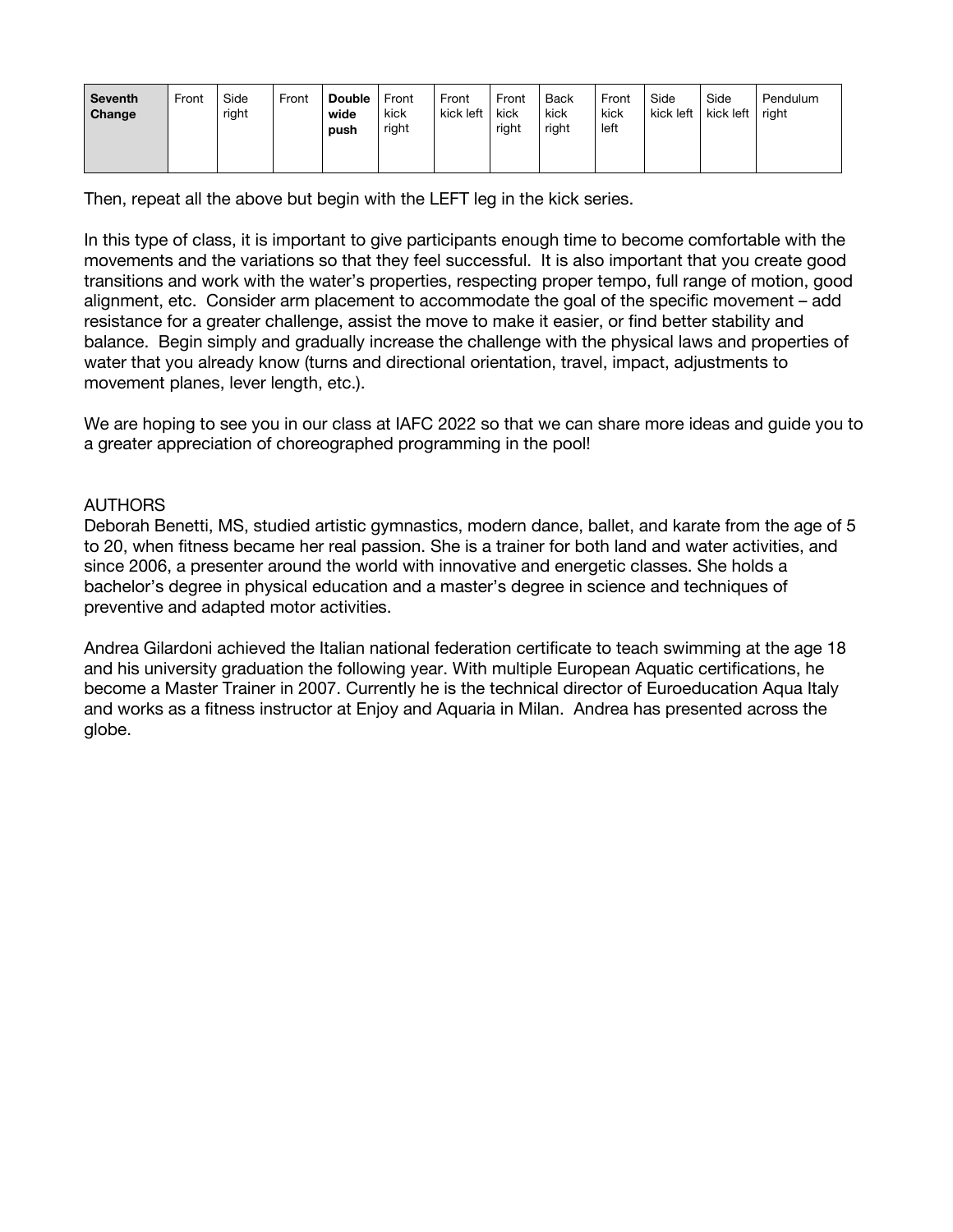| | | | | | | | | | | | | |
|---|---|---|---|---|---|---|---|---|---|---|---|---|
| **Seventh Change** | Front | Side right | Front | **Double wide push** | Front kick right | Front kick left | Front kick right | Back kick right | Front kick left | Side kick left | Side kick left | Pendulum right |

Then, repeat all the above but begin with the LEFT leg in the kick series.

In this type of class, it is important to give participants enough time to become comfortable with the movements and the variations so that they feel successful. It is also important that you create good transitions and work with the water's properties, respecting proper tempo, full range of motion, good alignment, etc. Consider arm placement to accommodate the goal of the specific movement – add resistance for a greater challenge, assist the move to make it easier, or find better stability and balance. Begin simply and gradually increase the challenge with the physical laws and properties of water that you already know (turns and directional orientation, travel, impact, adjustments to movement planes, lever length, etc.).

We are hoping to see you in our class at IAFC 2022 so that we can share more ideas and guide you to a greater appreciation of choreographed programming in the pool!

AUTHORS

Deborah Benetti, MS, studied artistic gymnastics, modern dance, ballet, and karate from the age of 5 to 20, when fitness became her real passion. She is a trainer for both land and water activities, and since 2006, a presenter around the world with innovative and energetic classes. She holds a bachelor's degree in physical education and a master's degree in science and techniques of preventive and adapted motor activities.

Andrea Gilardoni achieved the Italian national federation certificate to teach swimming at the age 18 and his university graduation the following year. With multiple European Aquatic certifications, he become a Master Trainer in 2007. Currently he is the technical director of Euroeducation Aqua Italy and works as a fitness instructor at Enjoy and Aquaria in Milan. Andrea has presented across the globe.